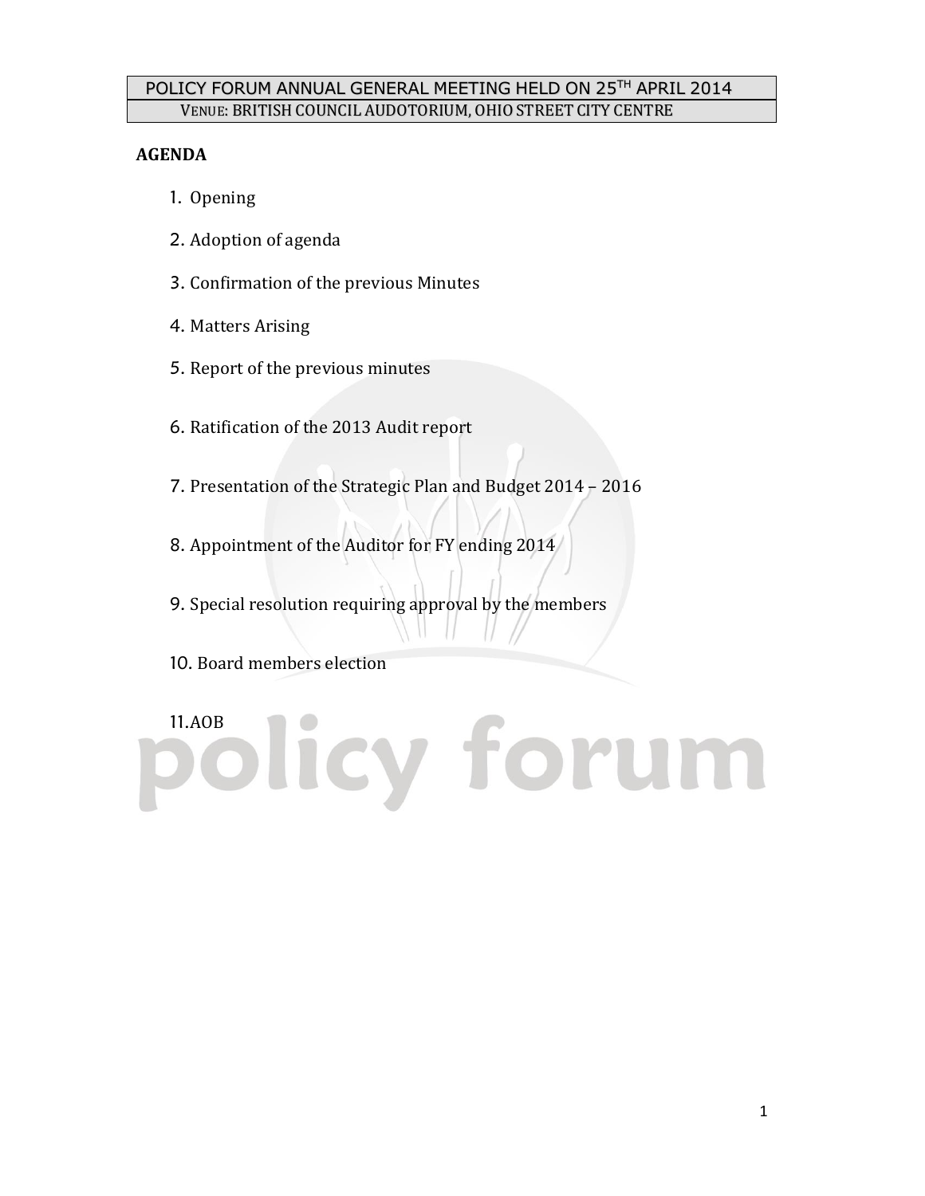# POLICY FORUM ANNUAL GENERAL MEETING HELD ON 25TH APRIL 2014

VENUE: BRITISH COUNCIL AUDOTORIUM, OHIO STREET CITY CENTRE

**AGENDA**

1. Opening
2. Adoption of agenda
3. Confirmation of the previous Minutes
4. Matters Arising
5. Report of the previous minutes
6. Ratification of the 2013 Audit report
7. Presentation of the Strategic Plan and Budget 2014 – 2016
8. Appointment of the Auditor for FY ending 2014
9. Special resolution requiring approval by the members
10. Board members election
11. AOB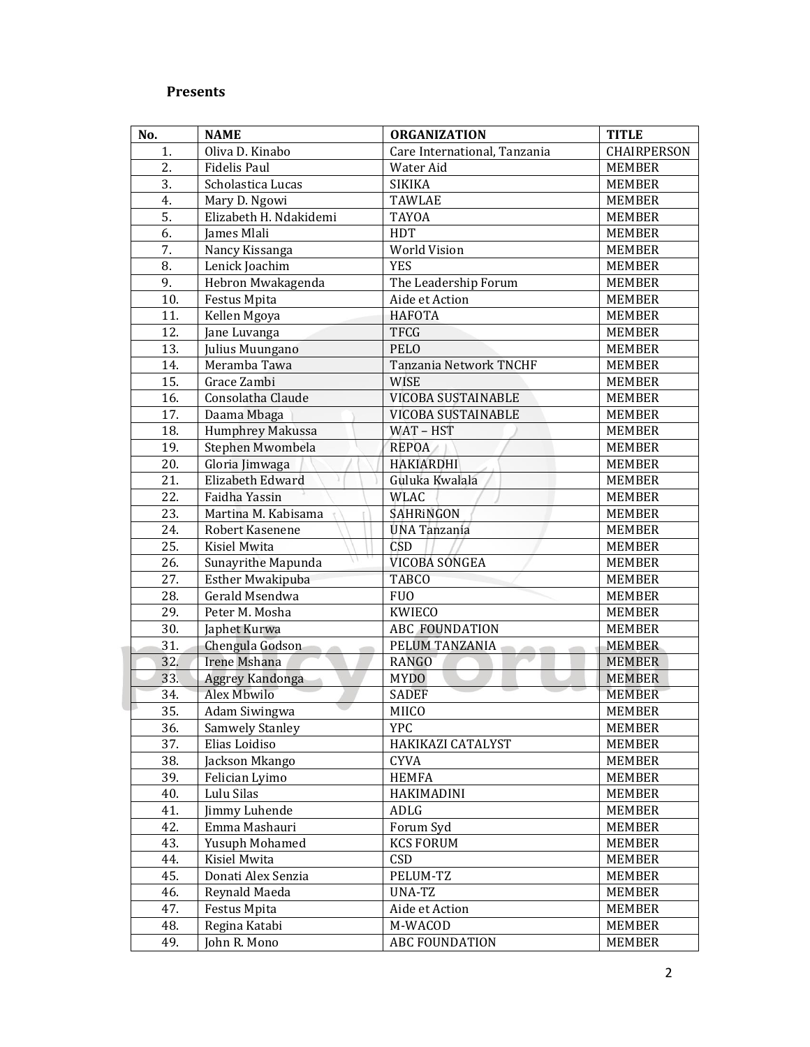**Presents**

| No. | NAME | ORGANIZATION | TITLE |
|---|---|---|---|
| 1. | Oliva D. Kinabo | Care International, Tanzania | CHAIRPERSON |
| 2. | Fidelis Paul | Water Aid | MEMBER |
| 3. | Scholastica Lucas | SIKIKA | MEMBER |
| 4. | Mary D. Ngowi | TAWLAE | MEMBER |
| 5. | Elizabeth H. Ndakidemi | TAYOA | MEMBER |
| 6. | James Mlali | HDT | MEMBER |
| 7. | Nancy Kissanga | World Vision | MEMBER |
| 8. | Lenick Joachim | YES | MEMBER |
| 9. | Hebron Mwakagenda | The Leadership Forum | MEMBER |
| 10. | Festus Mpita | Aide et Action | MEMBER |
| 11. | Kellen Mgoya | HAFOTA | MEMBER |
| 12. | Jane Luvanga | TFCG | MEMBER |
| 13. | Julius Muungano | PELO | MEMBER |
| 14. | Meramba Tawa | Tanzania Network TNCHF | MEMBER |
| 15. | Grace Zambi | WISE | MEMBER |
| 16. | Consolatha Claude | VICOBA SUSTAINABLE | MEMBER |
| 17. | Daama Mbaga | VICOBA SUSTAINABLE | MEMBER |
| 18. | Humphrey Makussa | WAT – HST | MEMBER |
| 19. | Stephen Mwombela | REPOA | MEMBER |
| 20. | Gloria Jimwaga | HAKIARDHI | MEMBER |
| 21. | Elizabeth Edward | Guluka Kwalala | MEMBER |
| 22. | Faidha Yassin | WLAC | MEMBER |
| 23. | Martina M. Kabisama | SAHRiNGON | MEMBER |
| 24. | Robert Kasenene | UNA Tanzania | MEMBER |
| 25. | Kisiel Mwita | CSD | MEMBER |
| 26. | Sunayrithe Mapunda | VICOBA SONGEA | MEMBER |
| 27. | Esther Mwakipuba | TABCO | MEMBER |
| 28. | Gerald Msendwa | FUO | MEMBER |
| 29. | Peter M. Mosha | KWIECO | MEMBER |
| 30. | Japhet Kurwa | ABC FOUNDATION | MEMBER |
| 31. | Chengula Godson | PELUM TANZANIA | MEMBER |
| 32. | Irene Mshana | RANGO | MEMBER |
| 33. | Aggrey Kandonga | MYDO | MEMBER |
| 34. | Alex Mbwilo | SADEF | MEMBER |
| 35. | Adam Siwingwa | MIICO | MEMBER |
| 36. | Samwely Stanley | YPC | MEMBER |
| 37. | Elias Loidiso | HAKIKAZI CATALYST | MEMBER |
| 38. | Jackson Mkango | CYVA | MEMBER |
| 39. | Felician Lyimo | HEMFA | MEMBER |
| 40. | Lulu Silas | HAKIMADINI | MEMBER |
| 41. | Jimmy Luhende | ADLG | MEMBER |
| 42. | Emma Mashauri | Forum Syd | MEMBER |
| 43. | Yusuph Mohamed | KCS FORUM | MEMBER |
| 44. | Kisiel Mwita | CSD | MEMBER |
| 45. | Donati Alex Senzia | PELUM-TZ | MEMBER |
| 46. | Reynald Maeda | UNA-TZ | MEMBER |
| 47. | Festus Mpita | Aide et Action | MEMBER |
| 48. | Regina Katabi | M-WACOD | MEMBER |
| 49. | John R. Mono | ABC FOUNDATION | MEMBER |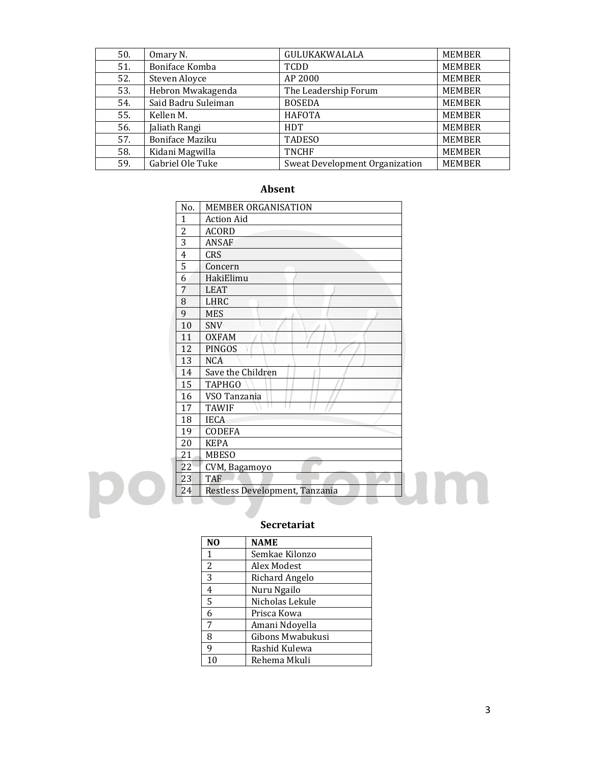| | | | |
|---|---|---|---|
| 50. | Omary N. | GULUKAKWALALA | MEMBER |
| 51. | Boniface Komba | TCDD | MEMBER |
| 52. | Steven Aloyce | AP 2000 | MEMBER |
| 53. | Hebron Mwakagenda | The Leadership Forum | MEMBER |
| 54. | Said Badru Suleiman | BOSEDA | MEMBER |
| 55. | Kellen M. | HAFOTA | MEMBER |
| 56. | Jaliath Rangi | HDT | MEMBER |
| 57. | Boniface Maziku | TADESO | MEMBER |
| 58. | Kidani Magwilla | TNCHF | MEMBER |
| 59. | Gabriel Ole Tuke | Sweat Development Organization | MEMBER |

### Absent

| No. | MEMBER ORGANISATION |
|---|---|
| 1 | Action Aid |
| 2 | ACORD |
| 3 | ANSAF |
| 4 | CRS |
| 5 | Concern |
| 6 | HakiElimu |
| 7 | LEAT |
| 8 | LHRC |
| 9 | MES |
| 10 | SNV |
| 11 | OXFAM |
| 12 | PINGOS |
| 13 | NCA |
| 14 | Save the Children |
| 15 | TAPHGO |
| 16 | VSO Tanzania |
| 17 | TAWIF |
| 18 | IECA |
| 19 | CODEFA |
| 20 | KEPA |
| 21 | MBESO |
| 22 | CVM, Bagamoyo |
| 23 | TAF |
| 24 | Restless Development, Tanzania |

### Secretariat

| NO | NAME |
|---|---|
| 1 | Semkae Kilonzo |
| 2 | Alex Modest |
| 3 | Richard Angelo |
| 4 | Nuru Ngailo |
| 5 | Nicholas Lekule |
| 6 | Prisca Kowa |
| 7 | Amani Ndoyella |
| 8 | Gibons Mwabukusi |
| 9 | Rashid Kulewa |
| 10 | Rehema Mkuli |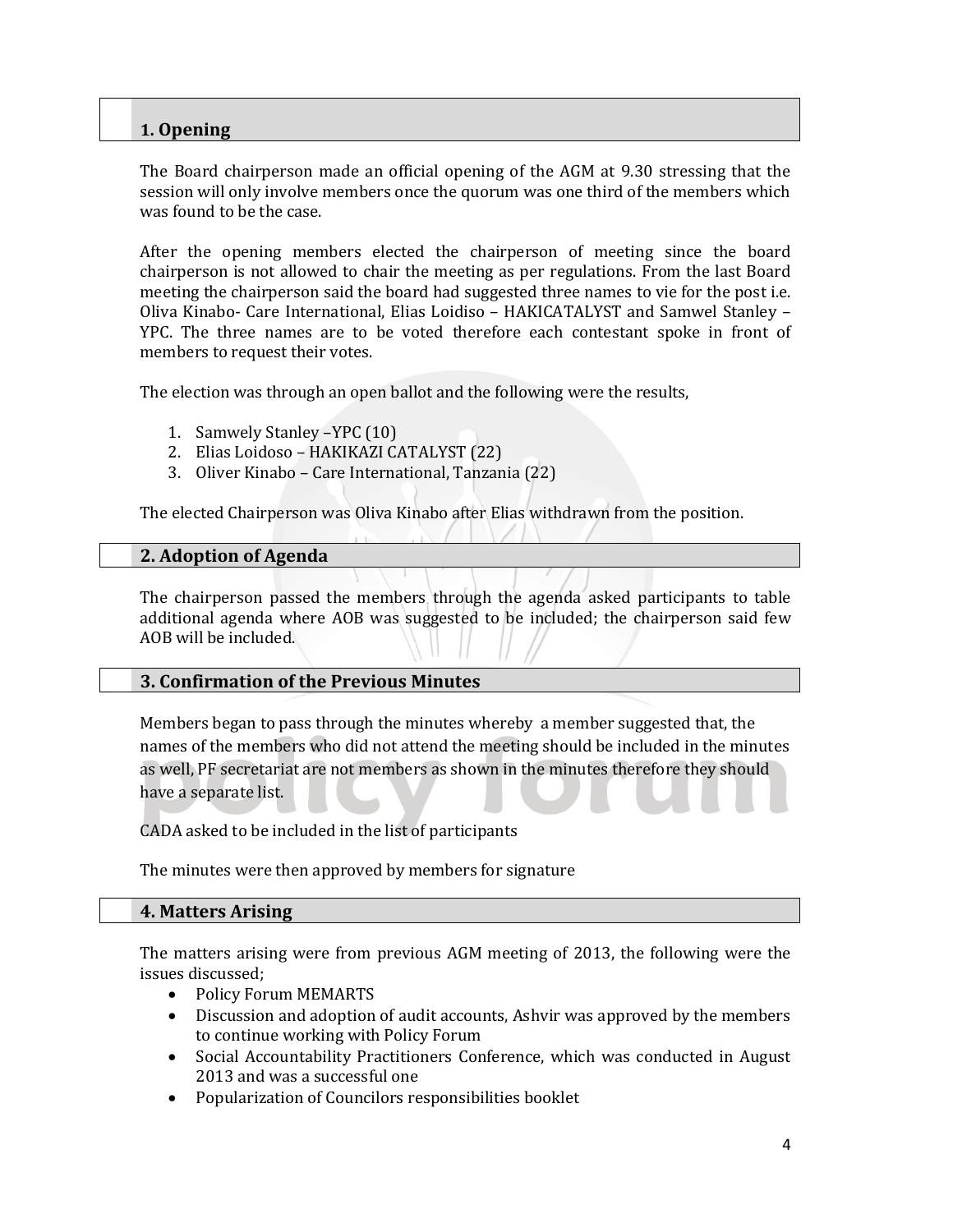## 1. Opening

The Board chairperson made an official opening of the AGM at 9.30 stressing that the session will only involve members once the quorum was one third of the members which was found to be the case.

After the opening members elected the chairperson of meeting since the board chairperson is not allowed to chair the meeting as per regulations. From the last Board meeting the chairperson said the board had suggested three names to vie for the post i.e. Oliva Kinabo- Care International, Elias Loidiso – HAKICATALYST and Samwel Stanley – YPC. The three names are to be voted therefore each contestant spoke in front of members to request their votes.

The election was through an open ballot and the following were the results,

1. Samwely Stanley –YPC (10)
2. Elias Loidoso – HAKIKAZI CATALYST (22)
3. Oliver Kinabo – Care International, Tanzania (22)

The elected Chairperson was Oliva Kinabo after Elias withdrawn from the position.

## 2. Adoption of Agenda

The chairperson passed the members through the agenda asked participants to table additional agenda where AOB was suggested to be included; the chairperson said few AOB will be included.

## 3. Confirmation of the Previous Minutes

Members began to pass through the minutes whereby a member suggested that, the names of the members who did not attend the meeting should be included in the minutes as well, PF secretariat are not members as shown in the minutes therefore they should have a separate list.

CADA asked to be included in the list of participants

The minutes were then approved by members for signature

## 4. Matters Arising

The matters arising were from previous AGM meeting of 2013, the following were the issues discussed;

- Policy Forum MEMARTS
- Discussion and adoption of audit accounts, Ashvir was approved by the members to continue working with Policy Forum
- Social Accountability Practitioners Conference, which was conducted in August 2013 and was a successful one
- Popularization of Councilors responsibilities booklet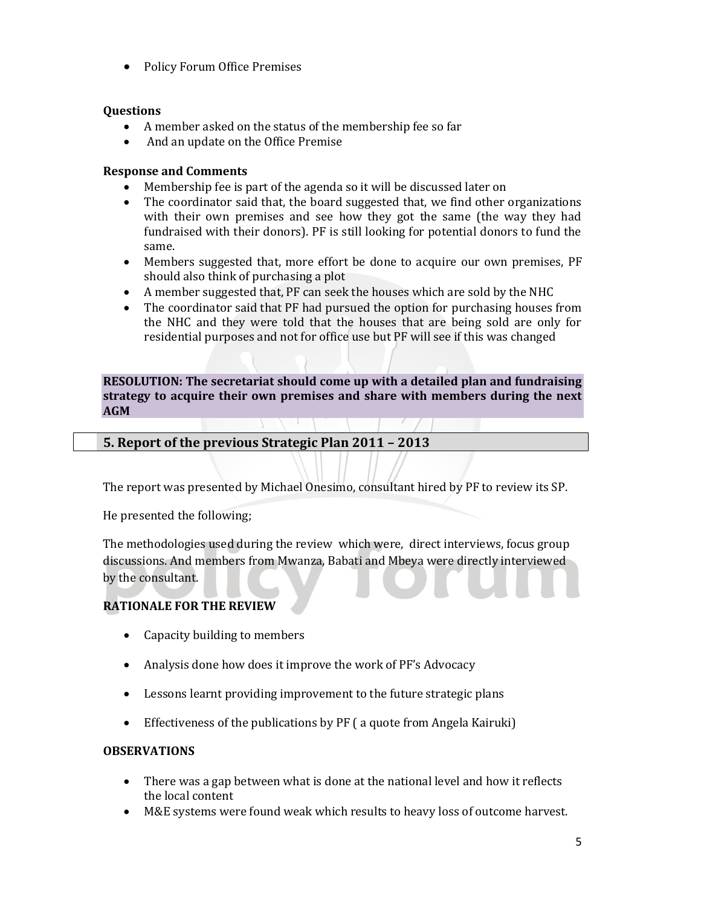- Policy Forum Office Premises

**Questions**

- A member asked on the status of the membership fee so far
- And an update on the Office Premise

**Response and Comments**

- Membership fee is part of the agenda so it will be discussed later on
- The coordinator said that, the board suggested that, we find other organizations with their own premises and see how they got the same (the way they had fundraised with their donors). PF is still looking for potential donors to fund the same.
- Members suggested that, more effort be done to acquire our own premises, PF should also think of purchasing a plot
- A member suggested that, PF can seek the houses which are sold by the NHC
- The coordinator said that PF had pursued the option for purchasing houses from the NHC and they were told that the houses that are being sold are only for residential purposes and not for office use but PF will see if this was changed

**RESOLUTION: The secretariat should come up with a detailed plan and fundraising strategy to acquire their own premises and share with members during the next AGM**

## 5. Report of the previous Strategic Plan 2011 – 2013

The report was presented by Michael Onesimo, consultant hired by PF to review its SP.

He presented the following;

The methodologies used during the review which were, direct interviews, focus group discussions. And members from Mwanza, Babati and Mbeya were directly interviewed by the consultant.

**RATIONALE FOR THE REVIEW**

- Capacity building to members
- Analysis done how does it improve the work of PF's Advocacy
- Lessons learnt providing improvement to the future strategic plans
- Effectiveness of the publications by PF ( a quote from Angela Kairuki)

**OBSERVATIONS**

- There was a gap between what is done at the national level and how it reflects the local content
- M&E systems were found weak which results to heavy loss of outcome harvest.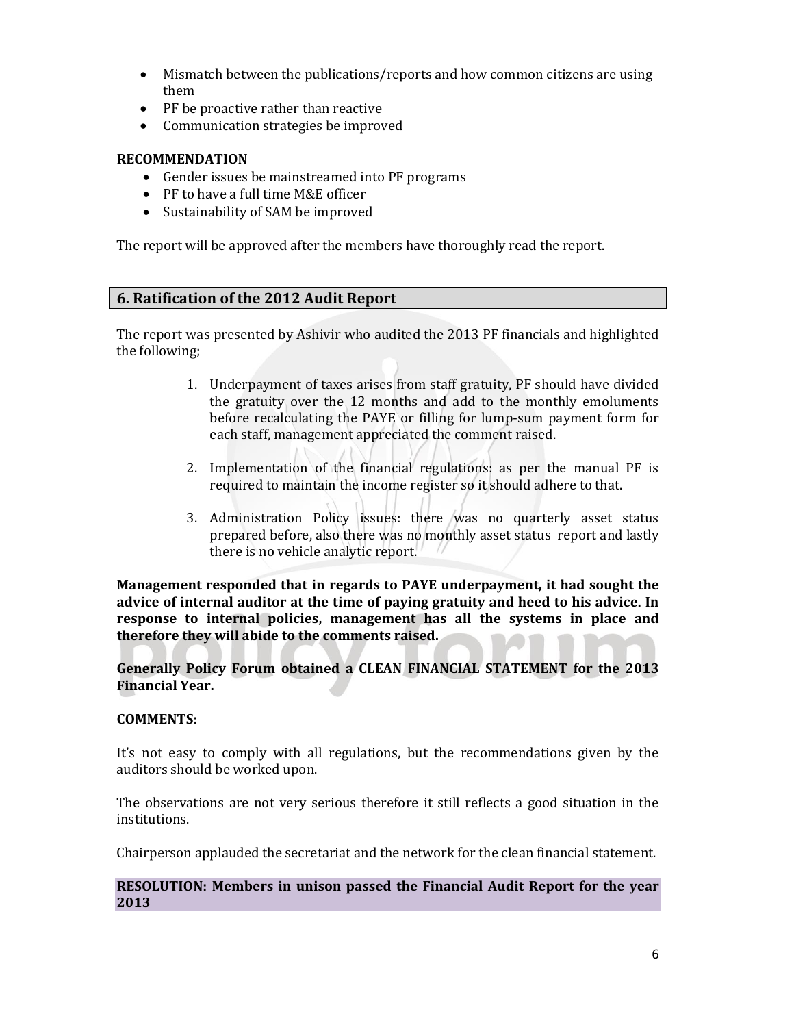- Mismatch between the publications/reports and how common citizens are using them
- PF be proactive rather than reactive
- Communication strategies be improved

**RECOMMENDATION**

- Gender issues be mainstreamed into PF programs
- PF to have a full time M&E officer
- Sustainability of SAM be improved

The report will be approved after the members have thoroughly read the report.

## 6. Ratification of the 2012 Audit Report

The report was presented by Ashivir who audited the 2013 PF financials and highlighted the following;

1. Underpayment of taxes arises from staff gratuity, PF should have divided the gratuity over the 12 months and add to the monthly emoluments before recalculating the PAYE or filling for lump-sum payment form for each staff, management appreciated the comment raised.
2. Implementation of the financial regulations: as per the manual PF is required to maintain the income register so it should adhere to that.
3. Administration Policy issues: there was no quarterly asset status prepared before, also there was no monthly asset status report and lastly there is no vehicle analytic report.

**Management responded that in regards to PAYE underpayment, it had sought the advice of internal auditor at the time of paying gratuity and heed to his advice. In response to internal policies, management has all the systems in place and therefore they will abide to the comments raised.**

**Generally Policy Forum obtained a CLEAN FINANCIAL STATEMENT for the 2013 Financial Year.**

**COMMENTS:**

It's not easy to comply with all regulations, but the recommendations given by the auditors should be worked upon.

The observations are not very serious therefore it still reflects a good situation in the institutions.

Chairperson applauded the secretariat and the network for the clean financial statement.

**RESOLUTION: Members in unison passed the Financial Audit Report for the year 2013**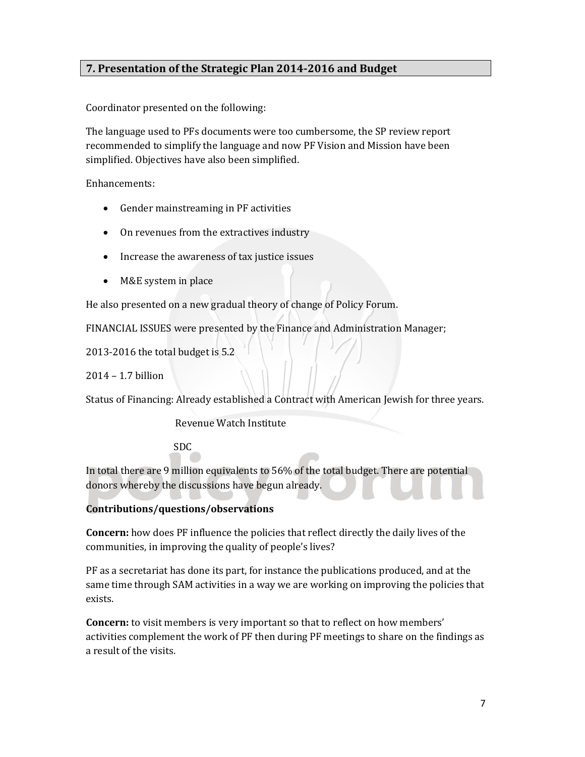## 7. Presentation of the Strategic Plan 2014-2016 and Budget

Coordinator presented on the following:

The language used to PFs documents were too cumbersome, the SP review report recommended to simplify the language and now PF Vision and Mission have been simplified. Objectives have also been simplified.

Enhancements:

- Gender mainstreaming in PF activities
- On revenues from the extractives industry
- Increase the awareness of tax justice issues
- M&E system in place

He also presented on a new gradual theory of change of Policy Forum.

FINANCIAL ISSUES were presented by the Finance and Administration Manager;

2013-2016 the total budget is 5.2

2014 – 1.7 billion

Status of Financing: Already established a Contract with American Jewish for three years.

Revenue Watch Institute

SDC

In total there are 9 million equivalents to 56% of the total budget. There are potential donors whereby the discussions have begun already.

**Contributions/questions/observations**

**Concern:** how does PF influence the policies that reflect directly the daily lives of the communities, in improving the quality of people's lives?

PF as a secretariat has done its part, for instance the publications produced, and at the same time through SAM activities in a way we are working on improving the policies that exists.

**Concern:** to visit members is very important so that to reflect on how members' activities complement the work of PF then during PF meetings to share on the findings as a result of the visits.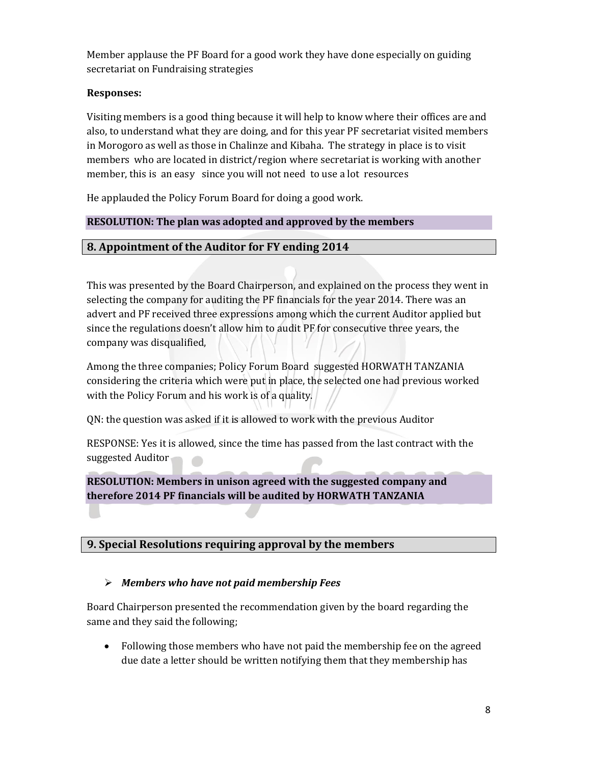Member applause the PF Board for a good work they have done especially on guiding secretariat on Fundraising strategies

**Responses:**

Visiting members is a good thing because it will help to know where their offices are and also, to understand what they are doing, and for this year PF secretariat visited members in Morogoro as well as those in Chalinze and Kibaha. The strategy in place is to visit members who are located in district/region where secretariat is working with another member, this is an easy since you will not need to use a lot resources

He applauded the Policy Forum Board for doing a good work.

**RESOLUTION: The plan was adopted and approved by the members**

## 8. Appointment of the Auditor for FY ending 2014

This was presented by the Board Chairperson, and explained on the process they went in selecting the company for auditing the PF financials for the year 2014. There was an advert and PF received three expressions among which the current Auditor applied but since the regulations doesn't allow him to audit PF for consecutive three years, the company was disqualified,

Among the three companies; Policy Forum Board suggested HORWATH TANZANIA considering the criteria which were put in place, the selected one had previous worked with the Policy Forum and his work is of a quality.

QN: the question was asked if it is allowed to work with the previous Auditor

RESPONSE: Yes it is allowed, since the time has passed from the last contract with the suggested Auditor

**RESOLUTION: Members in unison agreed with the suggested company and therefore 2014 PF financials will be audited by HORWATH TANZANIA**

## 9. Special Resolutions requiring approval by the members

- ***Members who have not paid membership Fees***

Board Chairperson presented the recommendation given by the board regarding the same and they said the following;

- Following those members who have not paid the membership fee on the agreed due date a letter should be written notifying them that they membership has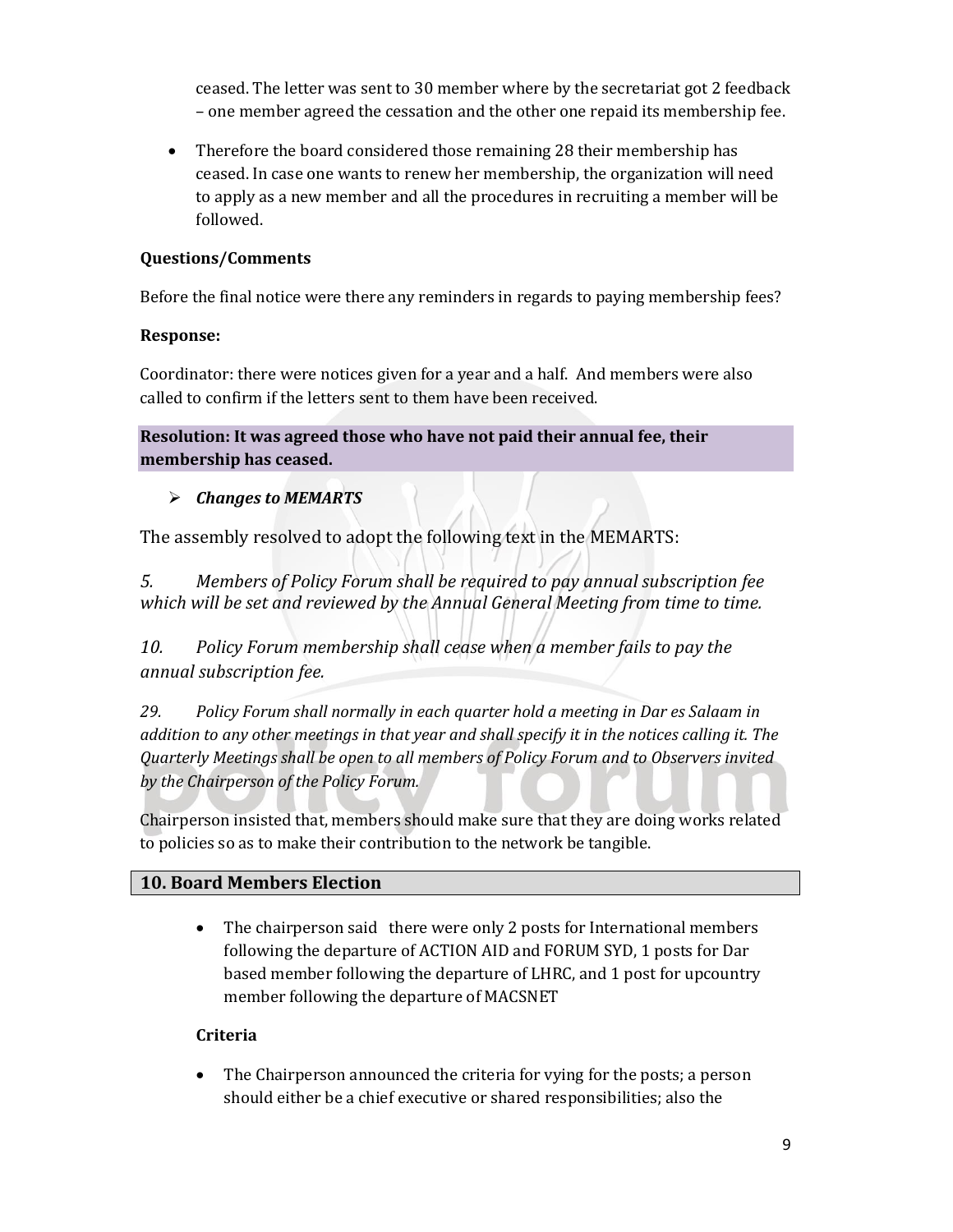ceased. The letter was sent to 30 member where by the secretariat got 2 feedback – one member agreed the cessation and the other one repaid its membership fee.

- Therefore the board considered those remaining 28 their membership has ceased. In case one wants to renew her membership, the organization will need to apply as a new member and all the procedures in recruiting a member will be followed.

**Questions/Comments**

Before the final notice were there any reminders in regards to paying membership fees?

**Response:**

Coordinator: there were notices given for a year and a half. And members were also called to confirm if the letters sent to them have been received.

**Resolution: It was agreed those who have not paid their annual fee, their membership has ceased.**

- ***Changes to MEMARTS***

The assembly resolved to adopt the following text in the MEMARTS:

*5. Members of Policy Forum shall be required to pay annual subscription fee which will be set and reviewed by the Annual General Meeting from time to time.*

*10. Policy Forum membership shall cease when a member fails to pay the annual subscription fee.*

*29. Policy Forum shall normally in each quarter hold a meeting in Dar es Salaam in addition to any other meetings in that year and shall specify it in the notices calling it. The Quarterly Meetings shall be open to all members of Policy Forum and to Observers invited by the Chairperson of the Policy Forum.*

Chairperson insisted that, members should make sure that they are doing works related to policies so as to make their contribution to the network be tangible.

## 10. Board Members Election

- The chairperson said there were only 2 posts for International members following the departure of ACTION AID and FORUM SYD, 1 posts for Dar based member following the departure of LHRC, and 1 post for upcountry member following the departure of MACSNET

**Criteria**

- The Chairperson announced the criteria for vying for the posts; a person should either be a chief executive or shared responsibilities; also the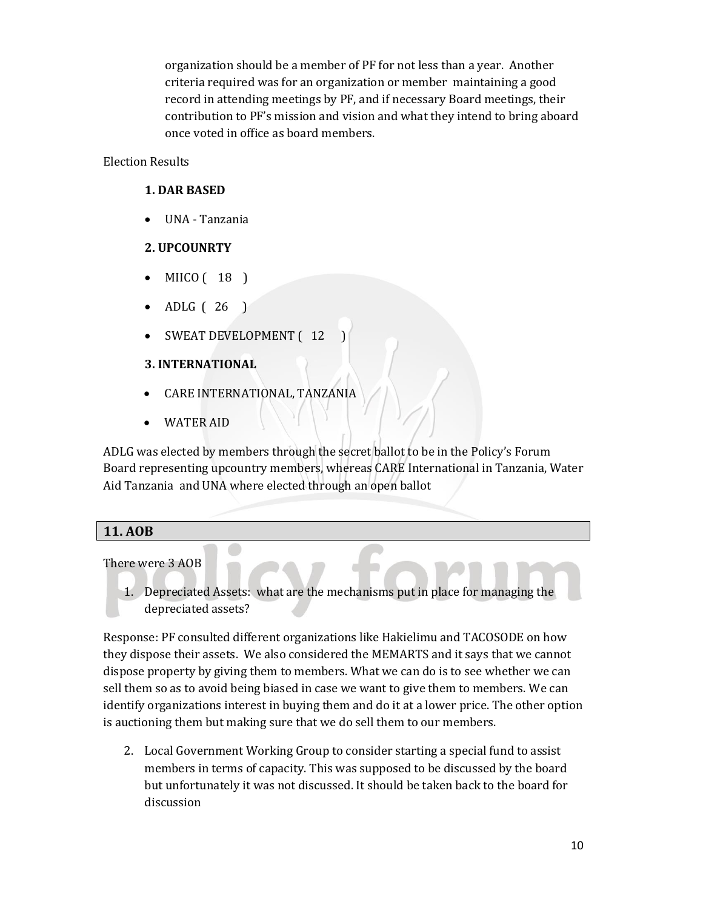organization should be a member of PF for not less than a year. Another criteria required was for an organization or member maintaining a good record in attending meetings by PF, and if necessary Board meetings, their contribution to PF's mission and vision and what they intend to bring aboard once voted in office as board members.

Election Results

**1. DAR BASED**

- UNA - Tanzania

**2. UPCOUNRTY**

- MIICO ( 18 )
- ADLG ( 26 )
- SWEAT DEVELOPMENT ( 12 )

**3. INTERNATIONAL**

- CARE INTERNATIONAL, TANZANIA
- WATER AID

ADLG was elected by members through the secret ballot to be in the Policy's Forum Board representing upcountry members, whereas CARE International in Tanzania, Water Aid Tanzania and UNA where elected through an open ballot

## 11. AOB

There were 3 AOB

1. Depreciated Assets: what are the mechanisms put in place for managing the depreciated assets?

Response: PF consulted different organizations like Hakielimu and TACOSODE on how they dispose their assets. We also considered the MEMARTS and it says that we cannot dispose property by giving them to members. What we can do is to see whether we can sell them so as to avoid being biased in case we want to give them to members. We can identify organizations interest in buying them and do it at a lower price. The other option is auctioning them but making sure that we do sell them to our members.

2. Local Government Working Group to consider starting a special fund to assist members in terms of capacity. This was supposed to be discussed by the board but unfortunately it was not discussed. It should be taken back to the board for discussion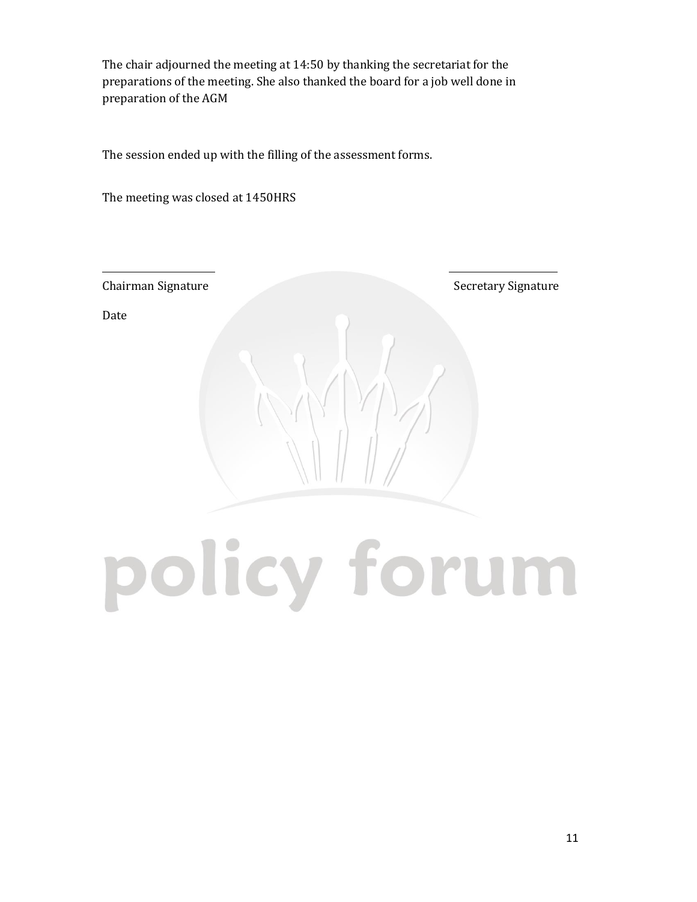The chair adjourned the meeting at 14:50 by thanking the secretariat for the preparations of the meeting. She also thanked the board for a job well done in preparation of the AGM

The session ended up with the filling of the assessment forms.

The meeting was closed at 1450HRS

\_\_\_\_\_\_\_\_\_\_\_\_\_\_\_\_\_\_\_\_\_\_\_\_ \_\_\_\_\_\_\_\_\_\_\_\_\_\_\_\_\_\_\_\_\_\_\_\_

Chairman Signature Secretary Signature

Date